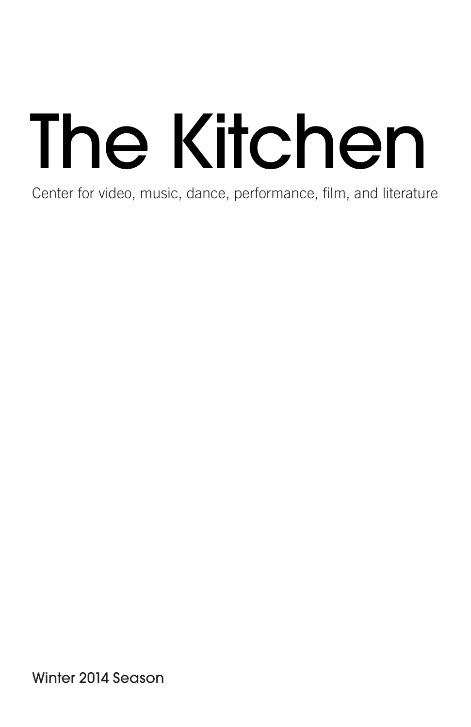# The Kitchen

Center for video, music, dance, performance, film, and literature

Winter 2014 Season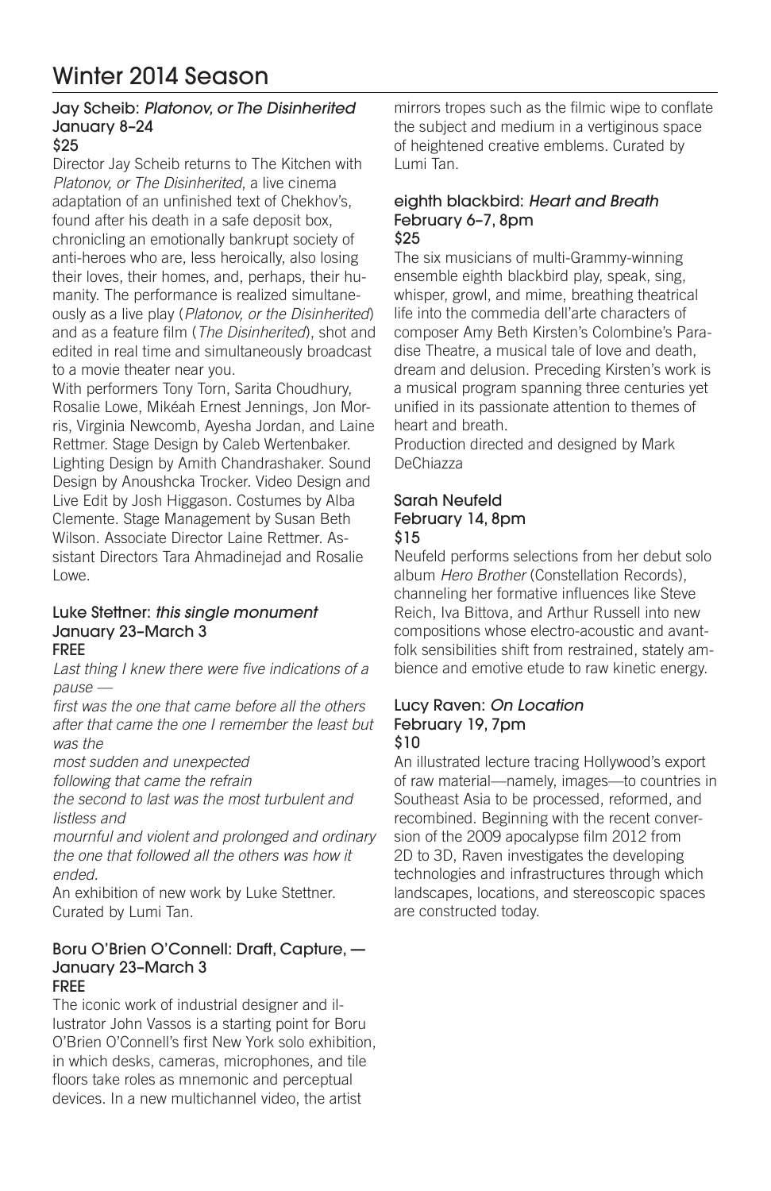# Winter 2014 Season

### Jay Scheib: *Platonov, or The Disinherited*
### January 8–24
### $25

Director Jay Scheib returns to The Kitchen with *Platonov, or The Disinherited*, a live cinema adaptation of an unfinished text of Chekhov's, found after his death in a safe deposit box, chronicling an emotionally bankrupt society of anti-heroes who are, less heroically, also losing their loves, their homes, and, perhaps, their humanity. The performance is realized simultaneously as a live play (*Platonov, or the Disinherited*) and as a feature film (*The Disinherited*), shot and edited in real time and simultaneously broadcast to a movie theater near you.

With performers Tony Torn, Sarita Choudhury, Rosalie Lowe, Mikéah Ernest Jennings, Jon Morris, Virginia Newcomb, Ayesha Jordan, and Laine Rettmer. Stage Design by Caleb Wertenbaker. Lighting Design by Amith Chandrashaker. Sound Design by Anoushcka Trocker. Video Design and Live Edit by Josh Higgason. Costumes by Alba Clemente. Stage Management by Susan Beth Wilson. Associate Director Laine Rettmer. Assistant Directors Tara Ahmadinejad and Rosalie Lowe.

### Luke Stettner: *this single monument*
### January 23–March 3
### FREE

*Last thing I knew there were five indications of a pause —*
*first was the one that came before all the others after that came the one I remember the least but was the*
*most sudden and unexpected*
*following that came the refrain*
*the second to last was the most turbulent and listless and*
*mournful and violent and prolonged and ordinary the one that followed all the others was how it ended.*

An exhibition of new work by Luke Stettner. Curated by Lumi Tan.

### Boru O'Brien O'Connell: Draft, Capture, —
### January 23–March 3
### FREE

The iconic work of industrial designer and illustrator John Vassos is a starting point for Boru O'Brien O'Connell's first New York solo exhibition, in which desks, cameras, microphones, and tile floors take roles as mnemonic and perceptual devices. In a new multichannel video, the artist mirrors tropes such as the filmic wipe to conflate the subject and medium in a vertiginous space of heightened creative emblems. Curated by Lumi Tan.

### eighth blackbird: *Heart and Breath*
### February 6–7, 8pm
### $25

The six musicians of multi-Grammy-winning ensemble eighth blackbird play, speak, sing, whisper, growl, and mime, breathing theatrical life into the commedia dell'arte characters of composer Amy Beth Kirsten's Colombine's Paradise Theatre, a musical tale of love and death, dream and delusion. Preceding Kirsten's work is a musical program spanning three centuries yet unified in its passionate attention to themes of heart and breath.

Production directed and designed by Mark DeChiazza

### Sarah Neufeld
### February 14, 8pm
### $15

Neufeld performs selections from her debut solo album *Hero Brother* (Constellation Records), channeling her formative influences like Steve Reich, Iva Bittova, and Arthur Russell into new compositions whose electro-acoustic and avant-folk sensibilities shift from restrained, stately ambience and emotive etude to raw kinetic energy.

### Lucy Raven: *On Location*
### February 19, 7pm
### $10

An illustrated lecture tracing Hollywood's export of raw material—namely, images—to countries in Southeast Asia to be processed, reformed, and recombined. Beginning with the recent conversion of the 2009 apocalypse film 2012 from 2D to 3D, Raven investigates the developing technologies and infrastructures through which landscapes, locations, and stereoscopic spaces are constructed today.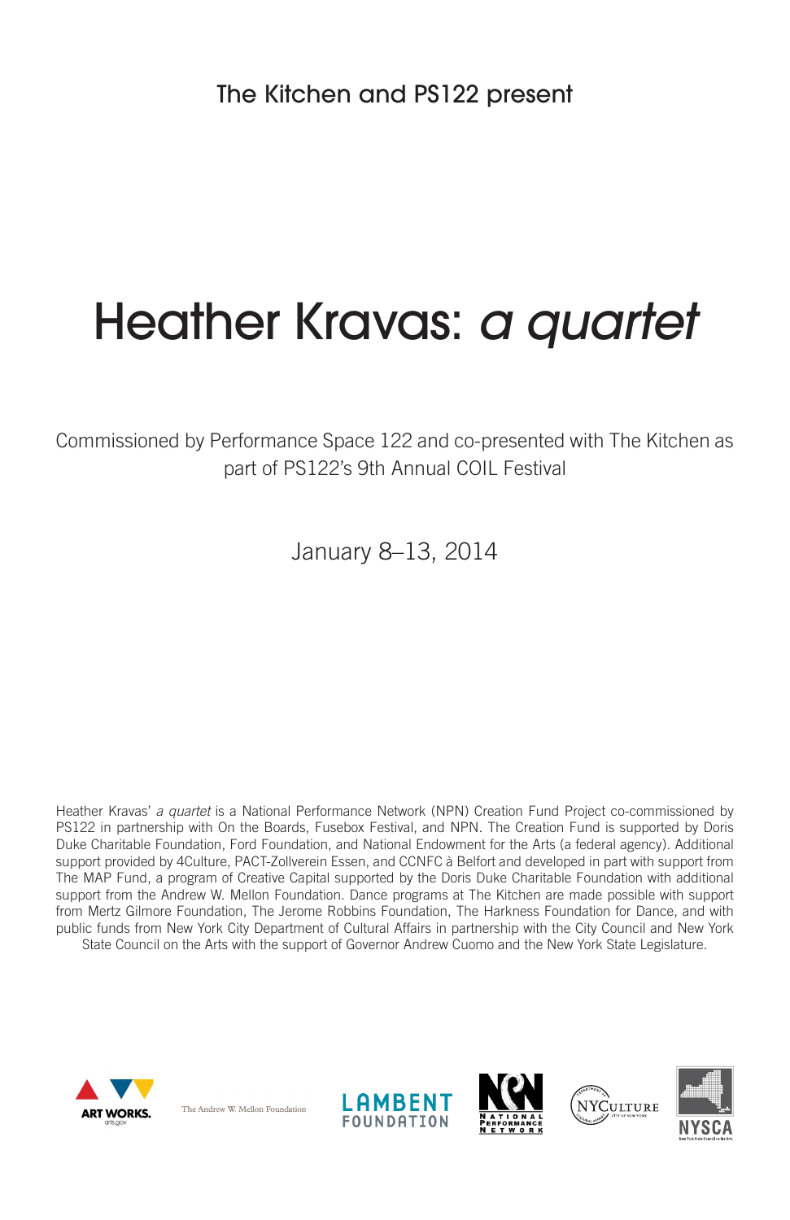The Kitchen and PS122 present

# Heather Kravas: *a quartet*

Commissioned by Performance Space 122 and co-presented with The Kitchen as part of PS122's 9th Annual COIL Festival

January 8–13, 2014

Heather Kravas' *a quartet* is a National Performance Network (NPN) Creation Fund Project co-commissioned by PS122 in partnership with On the Boards, Fusebox Festival, and NPN. The Creation Fund is supported by Doris Duke Charitable Foundation, Ford Foundation, and National Endowment for the Arts (a federal agency). Additional support provided by 4Culture, PACT-Zollverein Essen, and CCNFC à Belfort and developed in part with support from The MAP Fund, a program of Creative Capital supported by the Doris Duke Charitable Foundation with additional support from the Andrew W. Mellon Foundation. Dance programs at The Kitchen are made possible with support from Mertz Gilmore Foundation, The Jerome Robbins Foundation, The Harkness Foundation for Dance, and with public funds from New York City Department of Cultural Affairs in partnership with the City Council and New York State Council on the Arts with the support of Governor Andrew Cuomo and the New York State Legislature.

ART WORKS. arts.gov · The Andrew W. Mellon Foundation · LAMBENT FOUNDATION · National Performance Network · NYCULTURE · NYSCA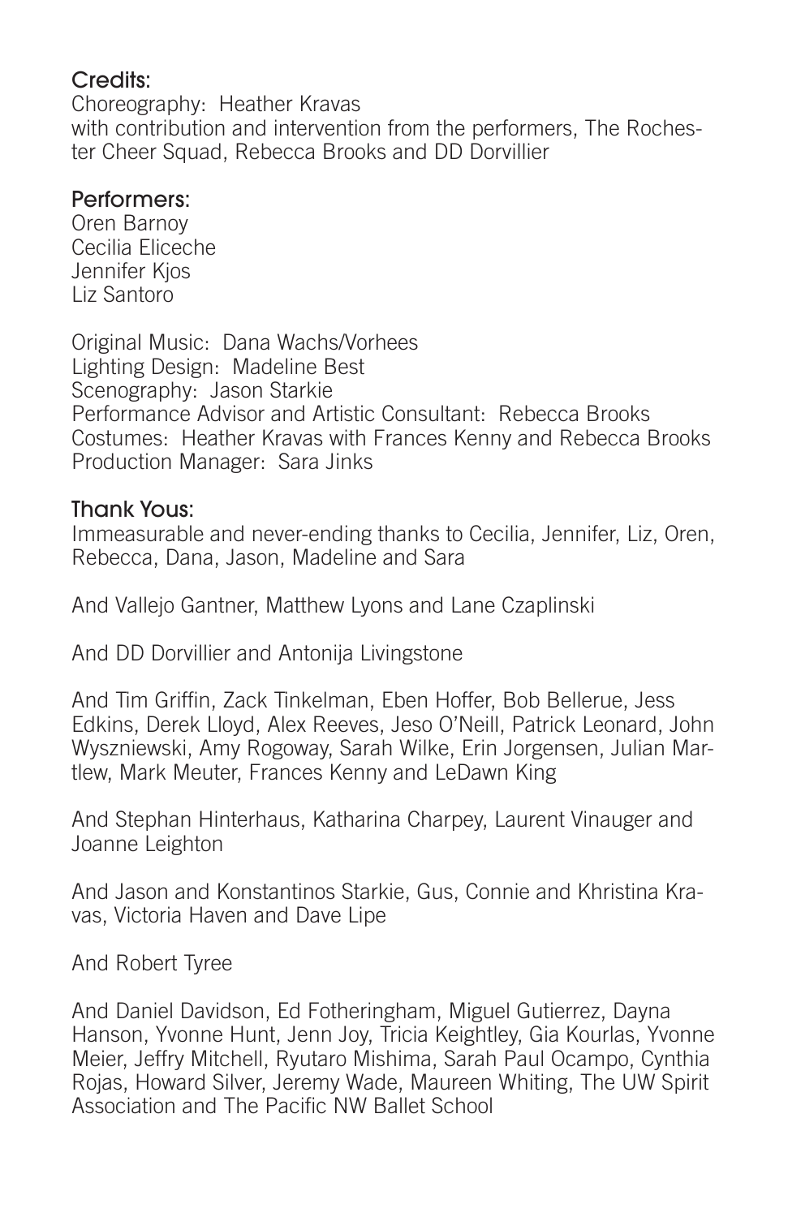### Credits:

Choreography: Heather Kravas
with contribution and intervention from the performers, The Rochester Cheer Squad, Rebecca Brooks and DD Dorvillier

### Performers:

Oren Barnoy
Cecilia Eliceche
Jennifer Kjos
Liz Santoro

Original Music: Dana Wachs/Vorhees
Lighting Design: Madeline Best
Scenography: Jason Starkie
Performance Advisor and Artistic Consultant: Rebecca Brooks
Costumes: Heather Kravas with Frances Kenny and Rebecca Brooks
Production Manager: Sara Jinks

### Thank Yous:

Immeasurable and never-ending thanks to Cecilia, Jennifer, Liz, Oren, Rebecca, Dana, Jason, Madeline and Sara

And Vallejo Gantner, Matthew Lyons and Lane Czaplinski

And DD Dorvillier and Antonija Livingstone

And Tim Griffin, Zack Tinkelman, Eben Hoffer, Bob Bellerue, Jess Edkins, Derek Lloyd, Alex Reeves, Jeso O'Neill, Patrick Leonard, John Wyszniewski, Amy Rogoway, Sarah Wilke, Erin Jorgensen, Julian Martlew, Mark Meuter, Frances Kenny and LeDawn King

And Stephan Hinterhaus, Katharina Charpey, Laurent Vinauger and Joanne Leighton

And Jason and Konstantinos Starkie, Gus, Connie and Khristina Kravas, Victoria Haven and Dave Lipe

And Robert Tyree

And Daniel Davidson, Ed Fotheringham, Miguel Gutierrez, Dayna Hanson, Yvonne Hunt, Jenn Joy, Tricia Keightley, Gia Kourlas, Yvonne Meier, Jeffry Mitchell, Ryutaro Mishima, Sarah Paul Ocampo, Cynthia Rojas, Howard Silver, Jeremy Wade, Maureen Whiting, The UW Spirit Association and The Pacific NW Ballet School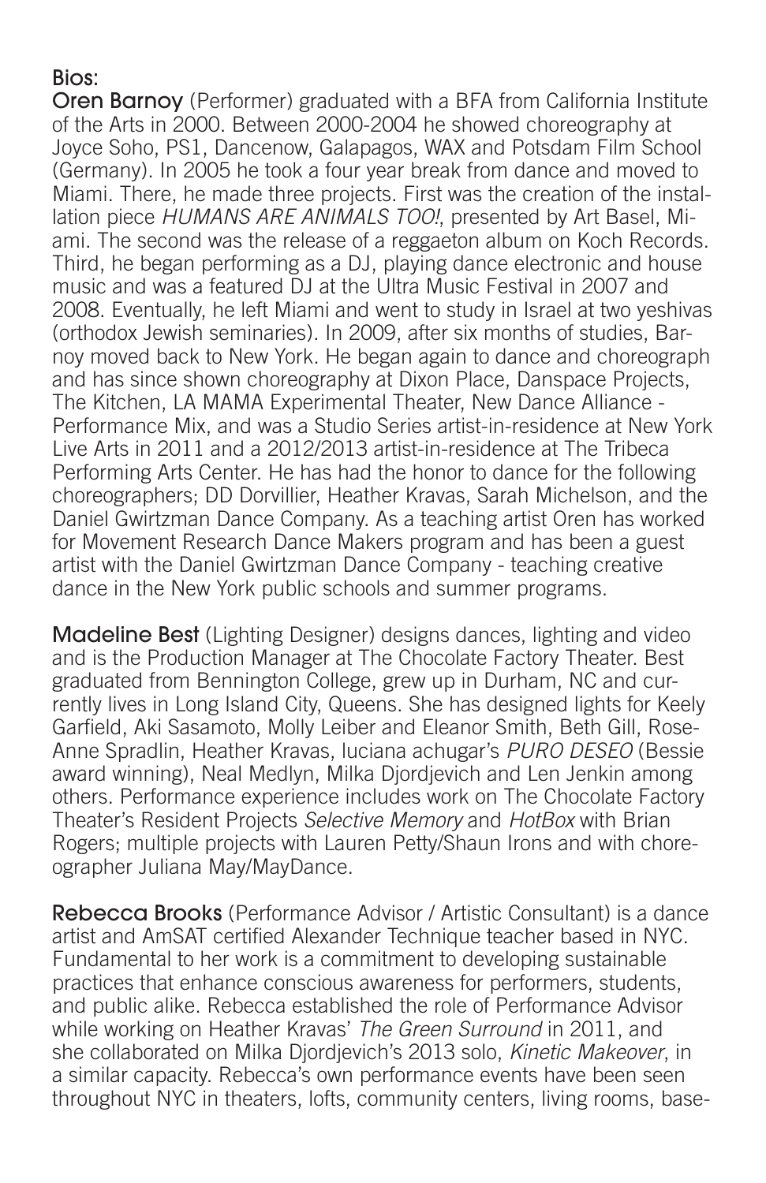## Bios:

**Oren Barnoy** (Performer) graduated with a BFA from California Institute of the Arts in 2000. Between 2000-2004 he showed choreography at Joyce Soho, PS1, Dancenow, Galapagos, WAX and Potsdam Film School (Germany). In 2005 he took a four year break from dance and moved to Miami. There, he made three projects. First was the creation of the installation piece *HUMANS ARE ANIMALS TOO!*, presented by Art Basel, Miami. The second was the release of a reggaeton album on Koch Records. Third, he began performing as a DJ, playing dance electronic and house music and was a featured DJ at the Ultra Music Festival in 2007 and 2008. Eventually, he left Miami and went to study in Israel at two yeshivas (orthodox Jewish seminaries). In 2009, after six months of studies, Barnoy moved back to New York. He began again to dance and choreograph and has since shown choreography at Dixon Place, Danspace Projects, The Kitchen, LA MAMA Experimental Theater, New Dance Alliance - Performance Mix, and was a Studio Series artist-in-residence at New York Live Arts in 2011 and a 2012/2013 artist-in-residence at The Tribeca Performing Arts Center. He has had the honor to dance for the following choreographers; DD Dorvillier, Heather Kravas, Sarah Michelson, and the Daniel Gwirtzman Dance Company. As a teaching artist Oren has worked for Movement Research Dance Makers program and has been a guest artist with the Daniel Gwirtzman Dance Company - teaching creative dance in the New York public schools and summer programs.

**Madeline Best** (Lighting Designer) designs dances, lighting and video and is the Production Manager at The Chocolate Factory Theater. Best graduated from Bennington College, grew up in Durham, NC and currently lives in Long Island City, Queens. She has designed lights for Keely Garfield, Aki Sasamoto, Molly Leiber and Eleanor Smith, Beth Gill, Rose-Anne Spradlin, Heather Kravas, luciana achugar's *PURO DESEO* (Bessie award winning), Neal Medlyn, Milka Djordjevich and Len Jenkin among others. Performance experience includes work on The Chocolate Factory Theater's Resident Projects *Selective Memory* and *HotBox* with Brian Rogers; multiple projects with Lauren Petty/Shaun Irons and with choreographer Juliana May/MayDance.

**Rebecca Brooks** (Performance Advisor / Artistic Consultant) is a dance artist and AmSAT certified Alexander Technique teacher based in NYC. Fundamental to her work is a commitment to developing sustainable practices that enhance conscious awareness for performers, students, and public alike. Rebecca established the role of Performance Advisor while working on Heather Kravas' *The Green Surround* in 2011, and she collaborated on Milka Djordjevich's 2013 solo, *Kinetic Makeover*, in a similar capacity. Rebecca's own performance events have been seen throughout NYC in theaters, lofts, community centers, living rooms, base-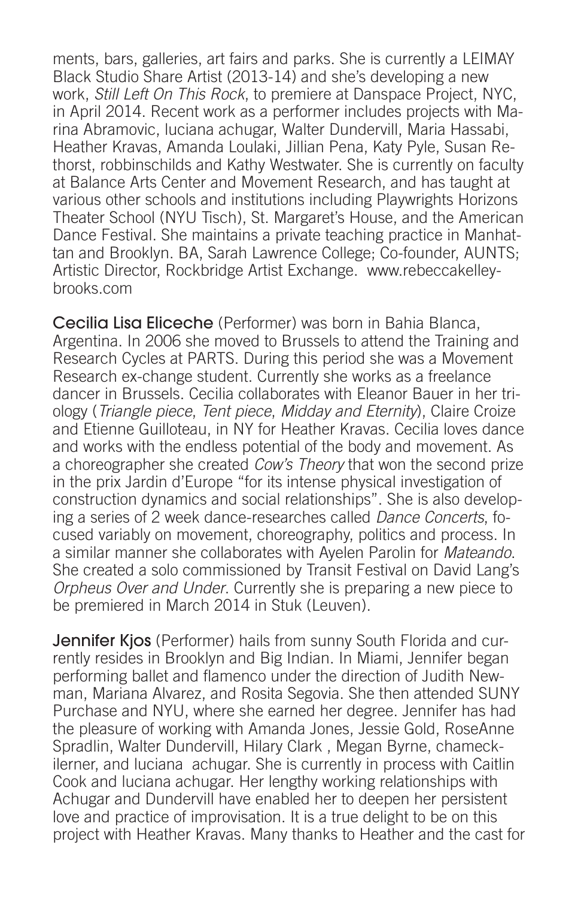ments, bars, galleries, art fairs and parks. She is currently a LEIMAY Black Studio Share Artist (2013-14) and she's developing a new work, *Still Left On This Rock*, to premiere at Danspace Project, NYC, in April 2014. Recent work as a performer includes projects with Marina Abramovic, luciana achugar, Walter Dundervill, Maria Hassabi, Heather Kravas, Amanda Loulaki, Jillian Pena, Katy Pyle, Susan Rethorst, robbinschilds and Kathy Westwater. She is currently on faculty at Balance Arts Center and Movement Research, and has taught at various other schools and institutions including Playwrights Horizons Theater School (NYU Tisch), St. Margaret's House, and the American Dance Festival. She maintains a private teaching practice in Manhattan and Brooklyn. BA, Sarah Lawrence College; Co-founder, AUNTS; Artistic Director, Rockbridge Artist Exchange. www.rebeccakelleybrooks.com

**Cecilia Lisa Eliceche** (Performer) was born in Bahia Blanca, Argentina. In 2006 she moved to Brussels to attend the Training and Research Cycles at PARTS. During this period she was a Movement Research ex-change student. Currently she works as a freelance dancer in Brussels. Cecilia collaborates with Eleanor Bauer in her trilogy (*Triangle piece*, *Tent piece*, *Midday and Eternity*), Claire Croize and Etienne Guilloteau, in NY for Heather Kravas. Cecilia loves dance and works with the endless potential of the body and movement. As a choreographer she created *Cow's Theory* that won the second prize in the prix Jardin d'Europe "for its intense physical investigation of construction dynamics and social relationships". She is also developing a series of 2 week dance-researches called *Dance Concerts*, focused variably on movement, choreography, politics and process. In a similar manner she collaborates with Ayelen Parolin for *Mateando*. She created a solo commissioned by Transit Festival on David Lang's *Orpheus Over and Under*. Currently she is preparing a new piece to be premiered in March 2014 in Stuk (Leuven).

**Jennifer Kjos** (Performer) hails from sunny South Florida and currently resides in Brooklyn and Big Indian. In Miami, Jennifer began performing ballet and flamenco under the direction of Judith Newman, Mariana Alvarez, and Rosita Segovia. She then attended SUNY Purchase and NYU, where she earned her degree. Jennifer has had the pleasure of working with Amanda Jones, Jessie Gold, RoseAnne Spradlin, Walter Dundervill, Hilary Clark , Megan Byrne, chameckilerner, and luciana achugar. She is currently in process with Caitlin Cook and luciana achugar. Her lengthy working relationships with Achugar and Dundervill have enabled her to deepen her persistent love and practice of improvisation. It is a true delight to be on this project with Heather Kravas. Many thanks to Heather and the cast for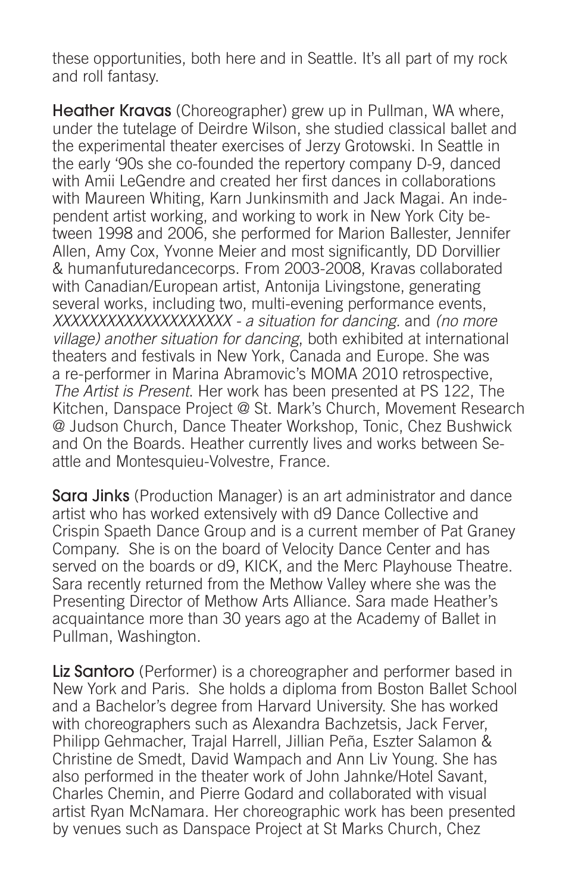these opportunities, both here and in Seattle. It's all part of my rock and roll fantasy.

**Heather Kravas** (Choreographer) grew up in Pullman, WA where, under the tutelage of Deirdre Wilson, she studied classical ballet and the experimental theater exercises of Jerzy Grotowski. In Seattle in the early '90s she co-founded the repertory company D-9, danced with Amii LeGendre and created her first dances in collaborations with Maureen Whiting, Karn Junkinsmith and Jack Magai. An independent artist working, and working to work in New York City between 1998 and 2006, she performed for Marion Ballester, Jennifer Allen, Amy Cox, Yvonne Meier and most significantly, DD Dorvillier & humanfuturedancecorps. From 2003-2008, Kravas collaborated with Canadian/European artist, Antonija Livingstone, generating several works, including two, multi-evening performance events, *XXXXXXXXXXXXXXXXXXXX - a situation for dancing.* and *(no more village) another situation for dancing*, both exhibited at international theaters and festivals in New York, Canada and Europe. She was a re-performer in Marina Abramovic's MOMA 2010 retrospective, *The Artist is Present*. Her work has been presented at PS 122, The Kitchen, Danspace Project @ St. Mark's Church, Movement Research @ Judson Church, Dance Theater Workshop, Tonic, Chez Bushwick and On the Boards. Heather currently lives and works between Seattle and Montesquieu-Volvestre, France.

**Sara Jinks** (Production Manager) is an art administrator and dance artist who has worked extensively with d9 Dance Collective and Crispin Spaeth Dance Group and is a current member of Pat Graney Company. She is on the board of Velocity Dance Center and has served on the boards or d9, KICK, and the Merc Playhouse Theatre. Sara recently returned from the Methow Valley where she was the Presenting Director of Methow Arts Alliance. Sara made Heather's acquaintance more than 30 years ago at the Academy of Ballet in Pullman, Washington.

**Liz Santoro** (Performer) is a choreographer and performer based in New York and Paris. She holds a diploma from Boston Ballet School and a Bachelor's degree from Harvard University. She has worked with choreographers such as Alexandra Bachzetsis, Jack Ferver, Philipp Gehmacher, Trajal Harrell, Jillian Peña, Eszter Salamon & Christine de Smedt, David Wampach and Ann Liv Young. She has also performed in the theater work of John Jahnke/Hotel Savant, Charles Chemin, and Pierre Godard and collaborated with visual artist Ryan McNamara. Her choreographic work has been presented by venues such as Danspace Project at St Marks Church, Chez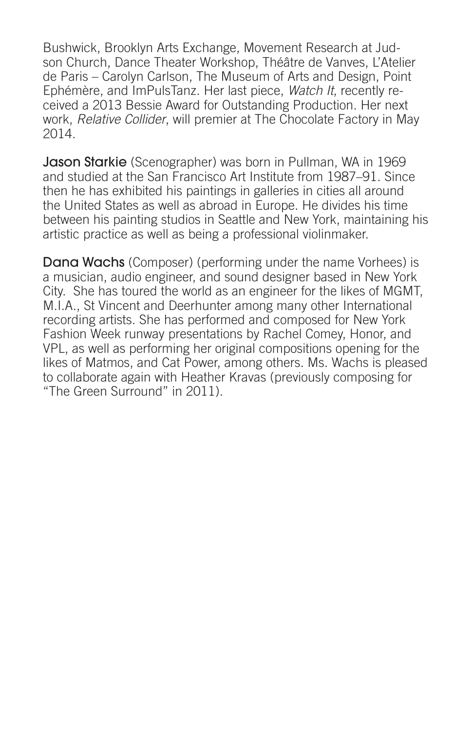Bushwick, Brooklyn Arts Exchange, Movement Research at Judson Church, Dance Theater Workshop, Théâtre de Vanves, L'Atelier de Paris – Carolyn Carlson, The Museum of Arts and Design, Point Ephémère, and ImPulsTanz. Her last piece, *Watch It*, recently received a 2013 Bessie Award for Outstanding Production. Her next work, *Relative Collider*, will premier at The Chocolate Factory in May 2014.

**Jason Starkie** (Scenographer) was born in Pullman, WA in 1969 and studied at the San Francisco Art Institute from 1987–91. Since then he has exhibited his paintings in galleries in cities all around the United States as well as abroad in Europe. He divides his time between his painting studios in Seattle and New York, maintaining his artistic practice as well as being a professional violinmaker.

**Dana Wachs** (Composer) (performing under the name Vorhees) is a musician, audio engineer, and sound designer based in New York City. She has toured the world as an engineer for the likes of MGMT, M.I.A., St Vincent and Deerhunter among many other International recording artists. She has performed and composed for New York Fashion Week runway presentations by Rachel Comey, Honor, and VPL, as well as performing her original compositions opening for the likes of Matmos, and Cat Power, among others. Ms. Wachs is pleased to collaborate again with Heather Kravas (previously composing for "The Green Surround" in 2011).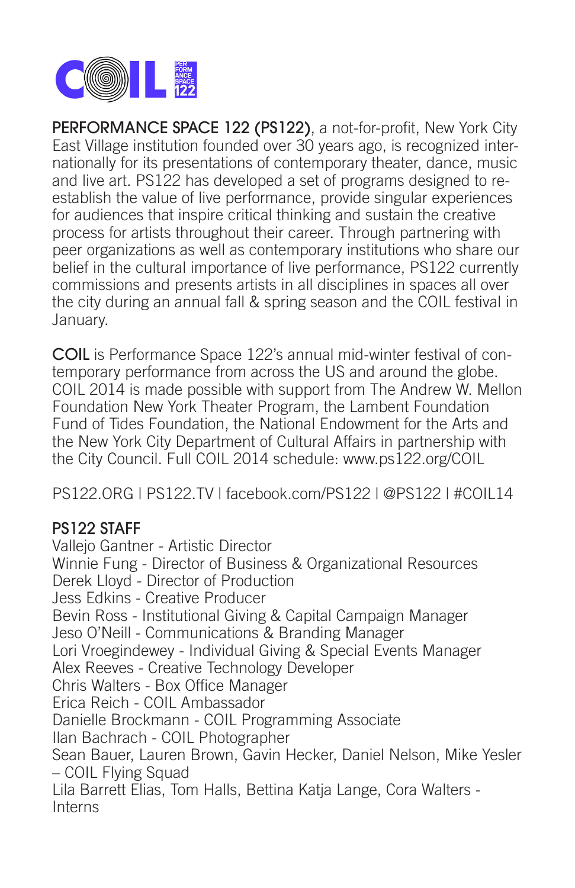**PERFORMANCE SPACE 122 (PS122)**, a not-for-profit, New York City East Village institution founded over 30 years ago, is recognized internationally for its presentations of contemporary theater, dance, music and live art. PS122 has developed a set of programs designed to re-establish the value of live performance, provide singular experiences for audiences that inspire critical thinking and sustain the creative process for artists throughout their career. Through partnering with peer organizations as well as contemporary institutions who share our belief in the cultural importance of live performance, PS122 currently commissions and presents artists in all disciplines in spaces all over the city during an annual fall & spring season and the COIL festival in January.

**COIL** is Performance Space 122's annual mid-winter festival of contemporary performance from across the US and around the globe. COIL 2014 is made possible with support from The Andrew W. Mellon Foundation New York Theater Program, the Lambent Foundation Fund of Tides Foundation, the National Endowment for the Arts and the New York City Department of Cultural Affairs in partnership with the City Council. Full COIL 2014 schedule: www.ps122.org/COIL

PS122.ORG | PS122.TV | facebook.com/PS122 | @PS122 | #COIL14

## PS122 STAFF

Vallejo Gantner - Artistic Director
Winnie Fung - Director of Business & Organizational Resources
Derek Lloyd - Director of Production
Jess Edkins - Creative Producer
Bevin Ross - Institutional Giving & Capital Campaign Manager
Jeso O'Neill - Communications & Branding Manager
Lori Vroegindewey - Individual Giving & Special Events Manager
Alex Reeves - Creative Technology Developer
Chris Walters - Box Office Manager
Erica Reich - COIL Ambassador
Danielle Brockmann - COIL Programming Associate
Ilan Bachrach - COIL Photographer
Sean Bauer, Lauren Brown, Gavin Hecker, Daniel Nelson, Mike Yesler – COIL Flying Squad
Lila Barrett Elias, Tom Halls, Bettina Katja Lange, Cora Walters - Interns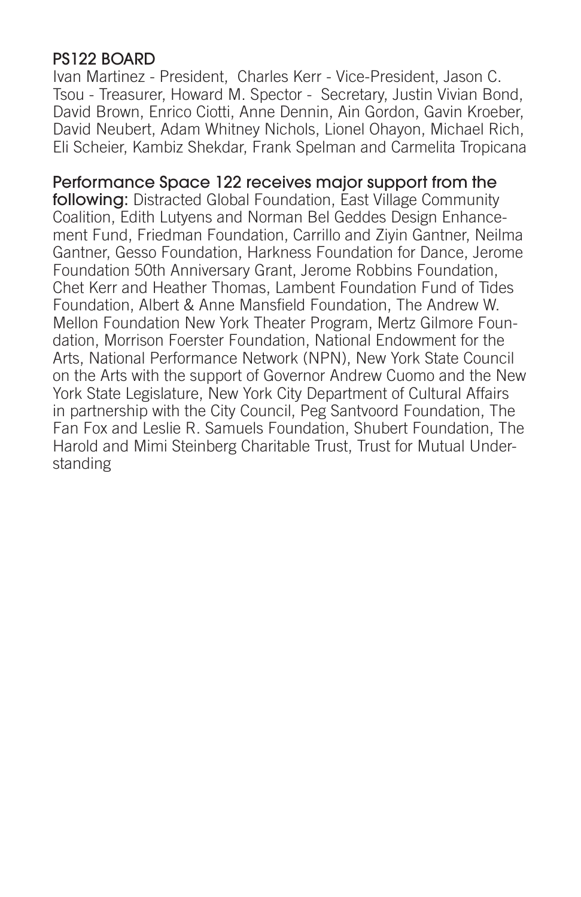## PS122 BOARD

Ivan Martinez - President, Charles Kerr - Vice-President, Jason C. Tsou - Treasurer, Howard M. Spector - Secretary, Justin Vivian Bond, David Brown, Enrico Ciotti, Anne Dennin, Ain Gordon, Gavin Kroeber, David Neubert, Adam Whitney Nichols, Lionel Ohayon, Michael Rich, Eli Scheier, Kambiz Shekdar, Frank Spelman and Carmelita Tropicana

**Performance Space 122 receives major support from the following:** Distracted Global Foundation, East Village Community Coalition, Edith Lutyens and Norman Bel Geddes Design Enhancement Fund, Friedman Foundation, Carrillo and Ziyin Gantner, Neilma Gantner, Gesso Foundation, Harkness Foundation for Dance, Jerome Foundation 50th Anniversary Grant, Jerome Robbins Foundation, Chet Kerr and Heather Thomas, Lambent Foundation Fund of Tides Foundation, Albert & Anne Mansfield Foundation, The Andrew W. Mellon Foundation New York Theater Program, Mertz Gilmore Foundation, Morrison Foerster Foundation, National Endowment for the Arts, National Performance Network (NPN), New York State Council on the Arts with the support of Governor Andrew Cuomo and the New York State Legislature, New York City Department of Cultural Affairs in partnership with the City Council, Peg Santvoord Foundation, The Fan Fox and Leslie R. Samuels Foundation, Shubert Foundation, The Harold and Mimi Steinberg Charitable Trust, Trust for Mutual Understanding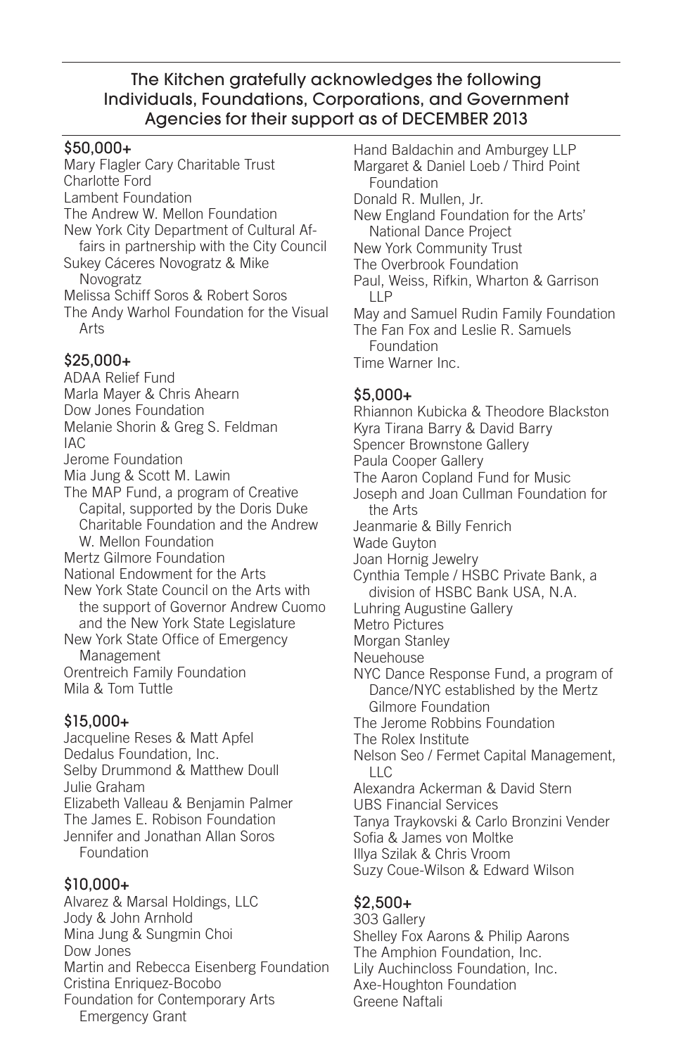## The Kitchen gratefully acknowledges the following Individuals, Foundations, Corporations, and Government Agencies for their support as of DECEMBER 2013

### $50,000+

Mary Flagler Cary Charitable Trust
Charlotte Ford
Lambent Foundation
The Andrew W. Mellon Foundation
New York City Department of Cultural Affairs in partnership with the City Council
Sukey Cáceres Novogratz & Mike Novogratz
Melissa Schiff Soros & Robert Soros
The Andy Warhol Foundation for the Visual Arts

### $25,000+

ADAA Relief Fund
Marla Mayer & Chris Ahearn
Dow Jones Foundation
Melanie Shorin & Greg S. Feldman
IAC
Jerome Foundation
Mia Jung & Scott M. Lawin
The MAP Fund, a program of Creative Capital, supported by the Doris Duke Charitable Foundation and the Andrew W. Mellon Foundation
Mertz Gilmore Foundation
National Endowment for the Arts
New York State Council on the Arts with the support of Governor Andrew Cuomo and the New York State Legislature
New York State Office of Emergency Management
Orentreich Family Foundation
Mila & Tom Tuttle

### $15,000+

Jacqueline Reses & Matt Apfel
Dedalus Foundation, Inc.
Selby Drummond & Matthew Doull
Julie Graham
Elizabeth Valleau & Benjamin Palmer
The James E. Robison Foundation
Jennifer and Jonathan Allan Soros Foundation

### $10,000+

Alvarez & Marsal Holdings, LLC
Jody & John Arnhold
Mina Jung & Sungmin Choi
Dow Jones
Martin and Rebecca Eisenberg Foundation
Cristina Enriquez-Bocobo
Foundation for Contemporary Arts Emergency Grant
Hand Baldachin and Amburgey LLP
Margaret & Daniel Loeb / Third Point Foundation
Donald R. Mullen, Jr.
New England Foundation for the Arts' National Dance Project
New York Community Trust
The Overbrook Foundation
Paul, Weiss, Rifkin, Wharton & Garrison LLP
May and Samuel Rudin Family Foundation
The Fan Fox and Leslie R. Samuels Foundation
Time Warner Inc.

### $5,000+

Rhiannon Kubicka & Theodore Blackston
Kyra Tirana Barry & David Barry
Spencer Brownstone Gallery
Paula Cooper Gallery
The Aaron Copland Fund for Music
Joseph and Joan Cullman Foundation for the Arts
Jeanmarie & Billy Fenrich
Wade Guyton
Joan Hornig Jewelry
Cynthia Temple / HSBC Private Bank, a division of HSBC Bank USA, N.A.
Luhring Augustine Gallery
Metro Pictures
Morgan Stanley
Neuehouse
NYC Dance Response Fund, a program of Dance/NYC established by the Mertz Gilmore Foundation
The Jerome Robbins Foundation
The Rolex Institute
Nelson Seo / Fermet Capital Management, LLC
Alexandra Ackerman & David Stern
UBS Financial Services
Tanya Traykovski & Carlo Bronzini Vender
Sofia & James von Moltke
Illya Szilak & Chris Vroom
Suzy Coue-Wilson & Edward Wilson

### $2,500+

303 Gallery
Shelley Fox Aarons & Philip Aarons
The Amphion Foundation, Inc.
Lily Auchincloss Foundation, Inc.
Axe-Houghton Foundation
Greene Naftali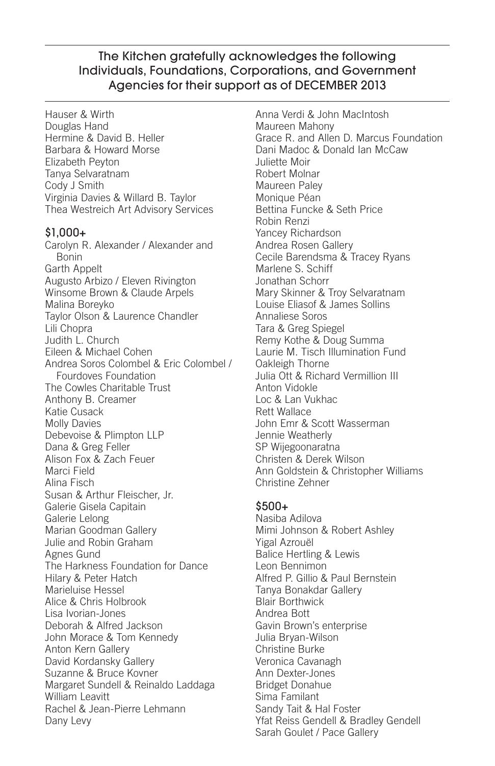## The Kitchen gratefully acknowledges the following Individuals, Foundations, Corporations, and Government Agencies for their support as of DECEMBER 2013

Hauser & Wirth
Douglas Hand
Hermine & David B. Heller
Barbara & Howard Morse
Elizabeth Peyton
Tanya Selvaratnam
Cody J Smith
Virginia Davies & Willard B. Taylor
Thea Westreich Art Advisory Services

### $1,000+

Carolyn R. Alexander / Alexander and Bonin
Garth Appelt
Augusto Arbizo / Eleven Rivington
Winsome Brown & Claude Arpels
Malina Boreyko
Taylor Olson & Laurence Chandler
Lili Chopra
Judith L. Church
Eileen & Michael Cohen
Andrea Soros Colombel & Eric Colombel / Fourdoves Foundation
The Cowles Charitable Trust
Anthony B. Creamer
Katie Cusack
Molly Davies
Debevoise & Plimpton LLP
Dana & Greg Feller
Alison Fox & Zach Feuer
Marci Field
Alina Fisch
Susan & Arthur Fleischer, Jr.
Galerie Gisela Capitain
Galerie Lelong
Marian Goodman Gallery
Julie and Robin Graham
Agnes Gund
The Harkness Foundation for Dance
Hilary & Peter Hatch
Marieluise Hessel
Alice & Chris Holbrook
Lisa Ivorian-Jones
Deborah & Alfred Jackson
John Morace & Tom Kennedy
Anton Kern Gallery
David Kordansky Gallery
Suzanne & Bruce Kovner
Margaret Sundell & Reinaldo Laddaga
William Leavitt
Rachel & Jean-Pierre Lehmann
Dany Levy
Anna Verdi & John MacIntosh
Maureen Mahony
Grace R. and Allen D. Marcus Foundation
Dani Madoc & Donald Ian McCaw
Juliette Moir
Robert Molnar
Maureen Paley
Monique Péan
Bettina Funcke & Seth Price
Robin Renzi
Yancey Richardson
Andrea Rosen Gallery
Cecile Barendsma & Tracey Ryans
Marlene S. Schiff
Jonathan Schorr
Mary Skinner & Troy Selvaratnam
Louise Eliasof & James Sollins
Annaliese Soros
Tara & Greg Spiegel
Remy Kothe & Doug Summa
Laurie M. Tisch Illumination Fund
Oakleigh Thorne
Julia Ott & Richard Vermillion III
Anton Vidokle
Loc & Lan Vukhac
Rett Wallace
John Emr & Scott Wasserman
Jennie Weatherly
SP Wijegoonaratna
Christen & Derek Wilson
Ann Goldstein & Christopher Williams
Christine Zehner

### $500+

Nasiba Adilova
Mimi Johnson & Robert Ashley
Yigal Azrouël
Balice Hertling & Lewis
Leon Bennimon
Alfred P. Gillio & Paul Bernstein
Tanya Bonakdar Gallery
Blair Borthwick
Andrea Bott
Gavin Brown's enterprise
Julia Bryan-Wilson
Christine Burke
Veronica Cavanagh
Ann Dexter-Jones
Bridget Donahue
Sima Familant
Sandy Tait & Hal Foster
Yfat Reiss Gendell & Bradley Gendell
Sarah Goulet / Pace Gallery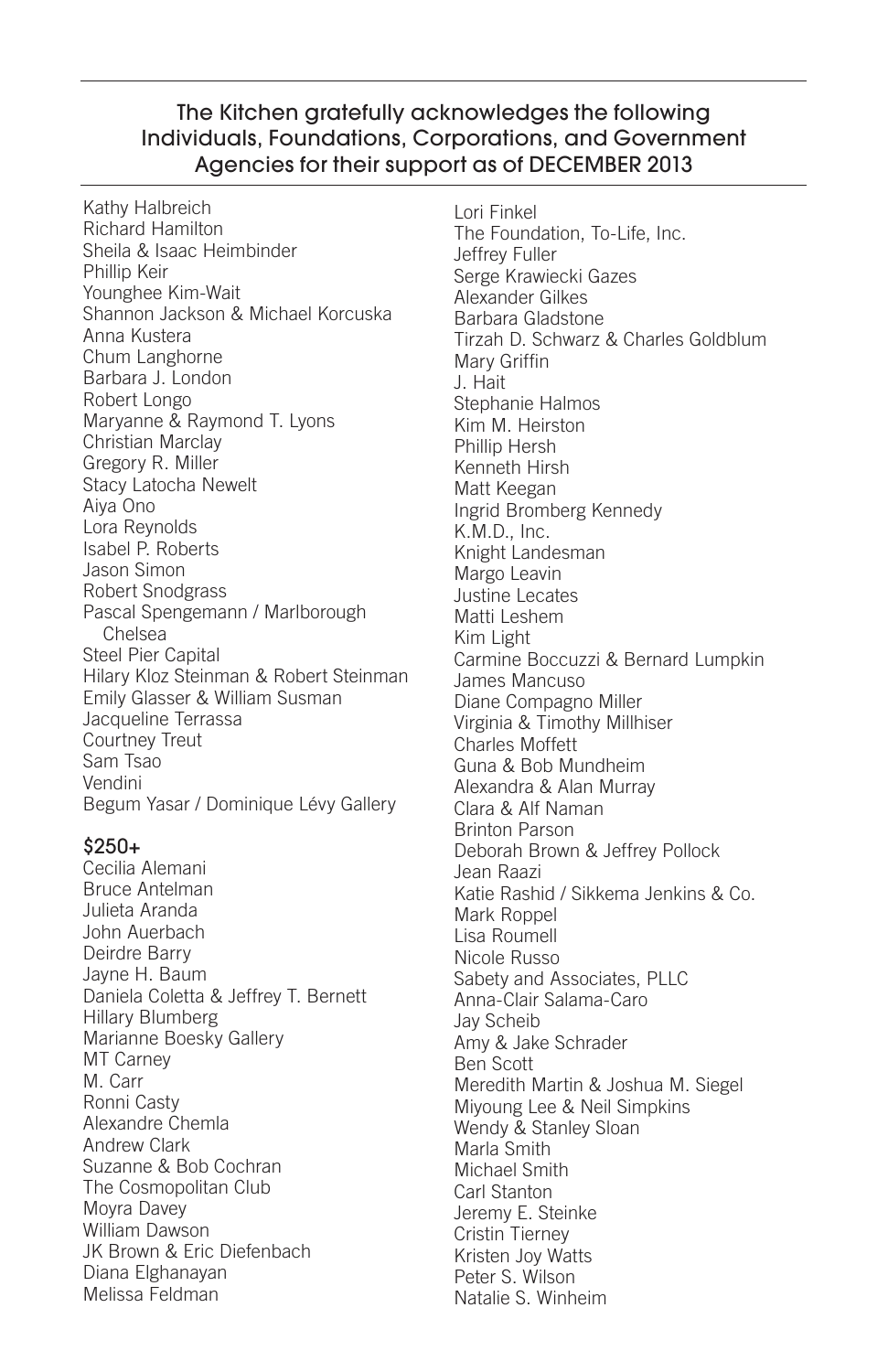## The Kitchen gratefully acknowledges the following Individuals, Foundations, Corporations, and Government Agencies for their support as of DECEMBER 2013

Kathy Halbreich
Richard Hamilton
Sheila & Isaac Heimbinder
Phillip Keir
Younghee Kim-Wait
Shannon Jackson & Michael Korcuska
Anna Kustera
Chum Langhorne
Barbara J. London
Robert Longo
Maryanne & Raymond T. Lyons
Christian Marclay
Gregory R. Miller
Stacy Latocha Newelt
Aiya Ono
Lora Reynolds
Isabel P. Roberts
Jason Simon
Robert Snodgrass
Pascal Spengemann / Marlborough Chelsea
Steel Pier Capital
Hilary Kloz Steinman & Robert Steinman
Emily Glasser & William Susman
Jacqueline Terrassa
Courtney Treut
Sam Tsao
Vendini
Begum Yasar / Dominique Lévy Gallery

### $250+

Cecilia Alemani
Bruce Antelman
Julieta Aranda
John Auerbach
Deirdre Barry
Jayne H. Baum
Daniela Coletta & Jeffrey T. Bernett
Hillary Blumberg
Marianne Boesky Gallery
MT Carney
M. Carr
Ronni Casty
Alexandre Chemla
Andrew Clark
Suzanne & Bob Cochran
The Cosmopolitan Club
Moyra Davey
William Dawson
JK Brown & Eric Diefenbach
Diana Elghanayan
Melissa Feldman
Lori Finkel
The Foundation, To-Life, Inc.
Jeffrey Fuller
Serge Krawiecki Gazes
Alexander Gilkes
Barbara Gladstone
Tirzah D. Schwarz & Charles Goldblum
Mary Griffin
J. Hait
Stephanie Halmos
Kim M. Heirston
Phillip Hersh
Kenneth Hirsh
Matt Keegan
Ingrid Bromberg Kennedy
K.M.D., Inc.
Knight Landesman
Margo Leavin
Justine Lecates
Matti Leshem
Kim Light
Carmine Boccuzzi & Bernard Lumpkin
James Mancuso
Diane Compagno Miller
Virginia & Timothy Millhiser
Charles Moffett
Guna & Bob Mundheim
Alexandra & Alan Murray
Clara & Alf Naman
Brinton Parson
Deborah Brown & Jeffrey Pollock
Jean Raazi
Katie Rashid / Sikkema Jenkins & Co.
Mark Roppel
Lisa Roumell
Nicole Russo
Sabety and Associates, PLLC
Anna-Clair Salama-Caro
Jay Scheib
Amy & Jake Schrader
Ben Scott
Meredith Martin & Joshua M. Siegel
Miyoung Lee & Neil Simpkins
Wendy & Stanley Sloan
Marla Smith
Michael Smith
Carl Stanton
Jeremy E. Steinke
Cristin Tierney
Kristen Joy Watts
Peter S. Wilson
Natalie S. Winheim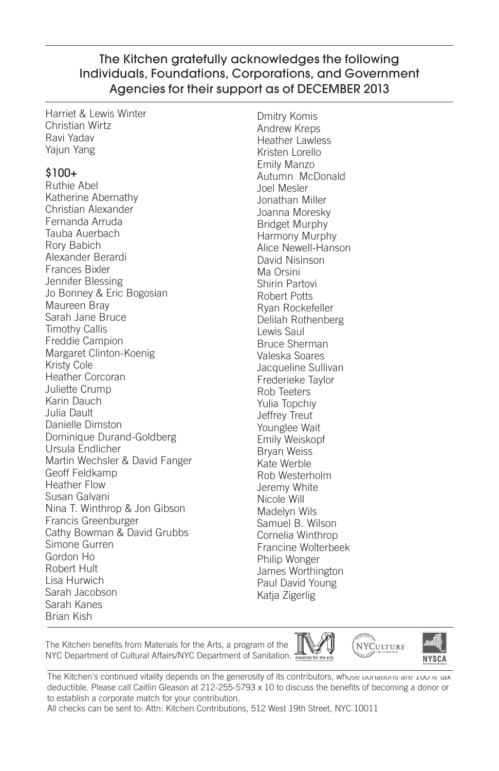## The Kitchen gratefully acknowledges the following Individuals, Foundations, Corporations, and Government Agencies for their support as of DECEMBER 2013

Harriet & Lewis Winter
Christian Wirtz
Ravi Yadav
Yajun Yang

### $100+

Ruthie Abel
Katherine Abernathy
Christian Alexander
Fernanda Arruda
Tauba Auerbach
Rory Babich
Alexander Berardi
Frances Bixler
Jennifer Blessing
Jo Bonney & Eric Bogosian
Maureen Bray
Sarah Jane Bruce
Timothy Callis
Freddie Campion
Margaret Clinton-Koenig
Kristy Cole
Heather Corcoran
Juliette Crump
Karin Dauch
Julia Dault
Danielle Dimston
Dominique Durand-Goldberg
Ursula Endlicher
Martin Wechsler & David Fanger
Geoff Feldkamp
Heather Flow
Susan Galvani
Nina T. Winthrop & Jon Gibson
Francis Greenburger
Cathy Bowman & David Grubbs
Simone Gurren
Gordon Ho
Robert Hult
Lisa Hurwich
Sarah Jacobson
Sarah Kanes
Brian Kish
Dmitry Komis
Andrew Kreps
Heather Lawless
Kristen Lorello
Emily Manzo
Autumn McDonald
Joel Mesler
Jonathan Miller
Joanna Moresky
Bridget Murphy
Harmony Murphy
Alice Newell-Hanson
David Nisinson
Ma Orsini
Shirin Partovi
Robert Potts
Ryan Rockefeller
Delilah Rothenberg
Lewis Saul
Bruce Sherman
Valeska Soares
Jacqueline Sullivan
Frederieke Taylor
Rob Teeters
Yulia Topchiy
Jeffrey Treut
Younglee Wait
Emily Weiskopf
Bryan Weiss
Kate Werble
Rob Westerholm
Jeremy White
Nicole Will
Madelyn Wils
Samuel B. Wilson
Cornelia Winthrop
Francine Wolterbeek
Philip Wonger
James Worthington
Paul David Young
Katja Zigerlig

The Kitchen benefits from Materials for the Arts, a program of the NYC Department of Cultural Affairs/NYC Department of Sanitation.

The Kitchen's continued vitality depends on the generosity of its contributors, whose donations are 100% tax deductible. Please call Caitlin Gleason at 212-255-5793 x 10 to discuss the benefits of becoming a donor or to establish a corporate match for your contribution.
All checks can be sent to: Attn: Kitchen Contributions, 512 West 19th Street, NYC 10011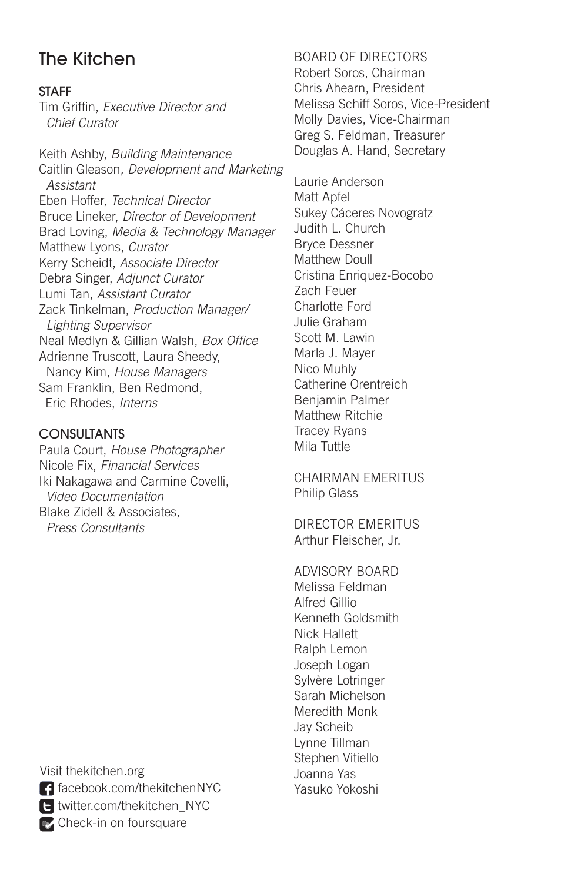# The Kitchen

## STAFF

Tim Griffin, *Executive Director and Chief Curator*

Keith Ashby, *Building Maintenance*
Caitlin Gleason, *Development and Marketing Assistant*
Eben Hoffer, *Technical Director*
Bruce Lineker, *Director of Development*
Brad Loving, *Media & Technology Manager*
Matthew Lyons, *Curator*
Kerry Scheidt, *Associate Director*
Debra Singer, *Adjunct Curator*
Lumi Tan, *Assistant Curator*
Zack Tinkelman, *Production Manager/ Lighting Supervisor*
Neal Medlyn & Gillian Walsh, *Box Office*
Adrienne Truscott, Laura Sheedy, Nancy Kim, *House Managers*
Sam Franklin, Ben Redmond, Eric Rhodes, *Interns*

## CONSULTANTS

Paula Court, *House Photographer*
Nicole Fix, *Financial Services*
Iki Nakagawa and Carmine Covelli, *Video Documentation*
Blake Zidell & Associates, *Press Consultants*

Visit thekitchen.org
facebook.com/thekitchenNYC
twitter.com/thekitchen_NYC
Check-in on foursquare

## BOARD OF DIRECTORS

Robert Soros, Chairman
Chris Ahearn, President
Melissa Schiff Soros, Vice-President
Molly Davies, Vice-Chairman
Greg S. Feldman, Treasurer
Douglas A. Hand, Secretary

Laurie Anderson
Matt Apfel
Sukey Cáceres Novogratz
Judith L. Church
Bryce Dessner
Matthew Doull
Cristina Enriquez-Bocobo
Zach Feuer
Charlotte Ford
Julie Graham
Scott M. Lawin
Marla J. Mayer
Nico Muhly
Catherine Orentreich
Benjamin Palmer
Matthew Ritchie
Tracey Ryans
Mila Tuttle

## CHAIRMAN EMERITUS

Philip Glass

## DIRECTOR EMERITUS

Arthur Fleischer, Jr.

## ADVISORY BOARD

Melissa Feldman
Alfred Gillio
Kenneth Goldsmith
Nick Hallett
Ralph Lemon
Joseph Logan
Sylvère Lotringer
Sarah Michelson
Meredith Monk
Jay Scheib
Lynne Tillman
Stephen Vitiello
Joanna Yas
Yasuko Yokoshi